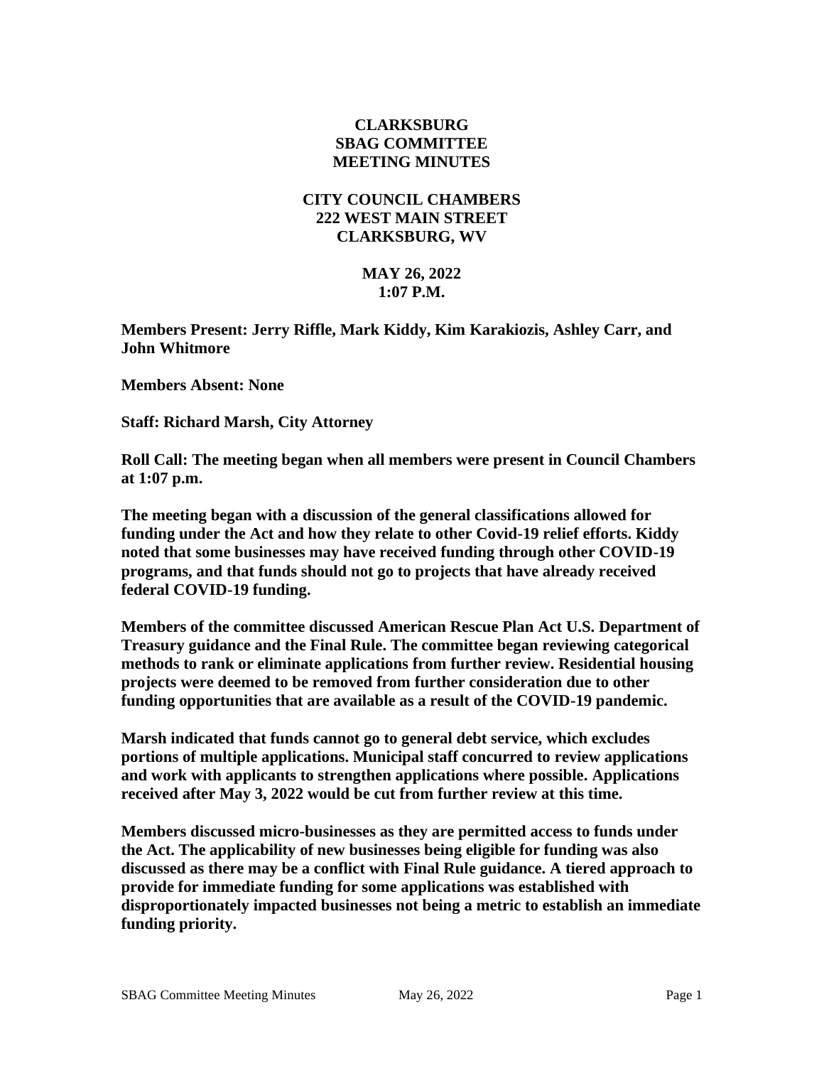# CLARKSBURG SBAG COMMITTEE MEETING MINUTES

## CITY COUNCIL CHAMBERS 222 WEST MAIN STREET CLARKSBURG, WV

## MAY 26, 2022 1:07 P.M.

**Members Present: Jerry Riffle, Mark Kiddy, Kim Karakiozis, Ashley Carr, and John Whitmore**

**Members Absent: None**

**Staff: Richard Marsh, City Attorney**

**Roll Call: The meeting began when all members were present in Council Chambers at 1:07 p.m.**

**The meeting began with a discussion of the general classifications allowed for funding under the Act and how they relate to other Covid-19 relief efforts. Kiddy noted that some businesses may have received funding through other COVID-19 programs, and that funds should not go to projects that have already received federal COVID-19 funding.**

**Members of the committee discussed American Rescue Plan Act U.S. Department of Treasury guidance and the Final Rule. The committee began reviewing categorical methods to rank or eliminate applications from further review. Residential housing projects were deemed to be removed from further consideration due to other funding opportunities that are available as a result of the COVID-19 pandemic.**

**Marsh indicated that funds cannot go to general debt service, which excludes portions of multiple applications. Municipal staff concurred to review applications and work with applicants to strengthen applications where possible. Applications received after May 3, 2022 would be cut from further review at this time.**

**Members discussed micro-businesses as they are permitted access to funds under the Act. The applicability of new businesses being eligible for funding was also discussed as there may be a conflict with Final Rule guidance. A tiered approach to provide for immediate funding for some applications was established with disproportionately impacted businesses not being a metric to establish an immediate funding priority.**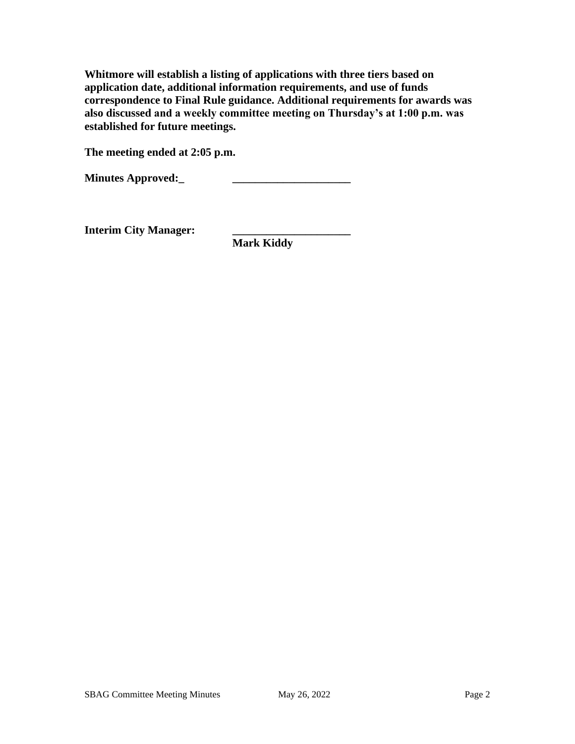**Whitmore will establish a listing of applications with three tiers based on application date, additional information requirements, and use of funds correspondence to Final Rule guidance. Additional requirements for awards was also discussed and a weekly committee meeting on Thursday's at 1:00 p.m. was established for future meetings.**

**The meeting ended at 2:05 p.m.**

**Minutes Approved:_ ____________________**

**Interim City Manager: ____________________**
**Mark Kiddy**